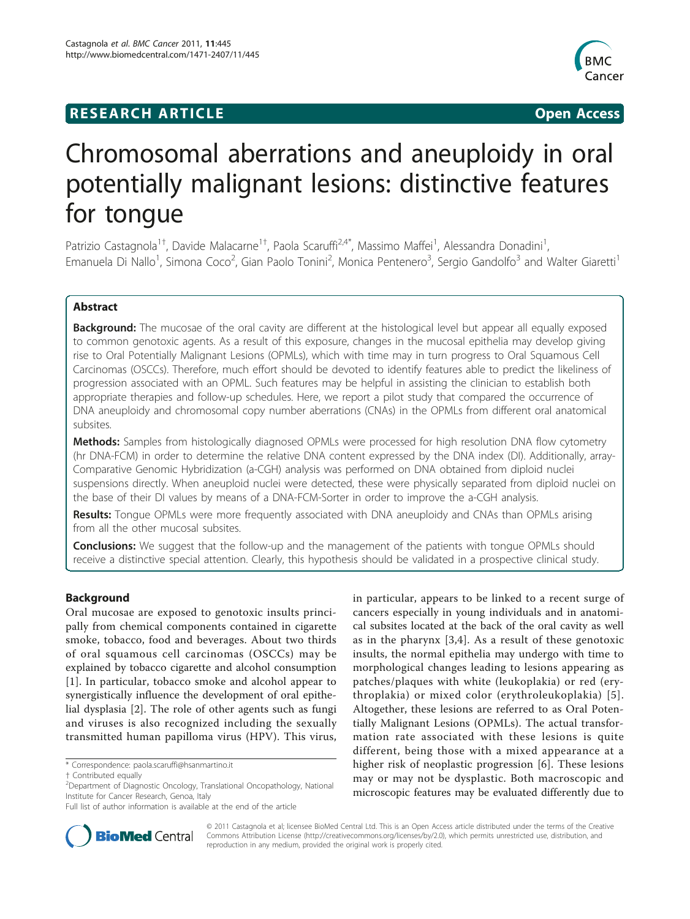**RESEARCH ARTICLE** **Open Access**

# Chromosomal aberrations and aneuploidy in oral potentially malignant lesions: distinctive features for tongue

Patrizio Castagnola[1†], Davide Malacarne[1†], Paola Scaruffi[2,4*], Massimo Maffei[1], Alessandra Donadini[1], Emanuela Di Nallo[1], Simona Coco[2], Gian Paolo Tonini[2], Monica Pentenero[3], Sergio Gandolfo[3] and Walter Giaretti[1]

## Abstract

**Background:** The mucosae of the oral cavity are different at the histological level but appear all equally exposed to common genotoxic agents. As a result of this exposure, changes in the mucosal epithelia may develop giving rise to Oral Potentially Malignant Lesions (OPMLs), which with time may in turn progress to Oral Squamous Cell Carcinomas (OSCCs). Therefore, much effort should be devoted to identify features able to predict the likeliness of progression associated with an OPML. Such features may be helpful in assisting the clinician to establish both appropriate therapies and follow-up schedules. Here, we report a pilot study that compared the occurrence of DNA aneuploidy and chromosomal copy number aberrations (CNAs) in the OPMLs from different oral anatomical subsites.

**Methods:** Samples from histologically diagnosed OPMLs were processed for high resolution DNA flow cytometry (hr DNA-FCM) in order to determine the relative DNA content expressed by the DNA index (DI). Additionally, array-Comparative Genomic Hybridization (a-CGH) analysis was performed on DNA obtained from diploid nuclei suspensions directly. When aneuploid nuclei were detected, these were physically separated from diploid nuclei on the base of their DI values by means of a DNA-FCM-Sorter in order to improve the a-CGH analysis.

**Results:** Tongue OPMLs were more frequently associated with DNA aneuploidy and CNAs than OPMLs arising from all the other mucosal subsites.

**Conclusions:** We suggest that the follow-up and the management of the patients with tongue OPMLs should receive a distinctive special attention. Clearly, this hypothesis should be validated in a prospective clinical study.

## Background

Oral mucosae are exposed to genotoxic insults principally from chemical components contained in cigarette smoke, tobacco, food and beverages. About two thirds of oral squamous cell carcinomas (OSCCs) may be explained by tobacco cigarette and alcohol consumption [1]. In particular, tobacco smoke and alcohol appear to synergistically influence the development of oral epithelial dysplasia [2]. The role of other agents such as fungi and viruses is also recognized including the sexually transmitted human papilloma virus (HPV). This virus, in particular, appears to be linked to a recent surge of cancers especially in young individuals and in anatomical subsites located at the back of the oral cavity as well as in the pharynx [3,4]. As a result of these genotoxic insults, the normal epithelia may undergo with time to morphological changes leading to lesions appearing as patches/plaques with white (leukoplakia) or red (erythroplakia) or mixed color (erythroleukoplakia) [5]. Altogether, these lesions are referred to as Oral Potentially Malignant Lesions (OPMLs). The actual transformation rate associated with these lesions is quite different, being those with a mixed appearance at a higher risk of neoplastic progression [6]. These lesions may or may not be dysplastic. Both macroscopic and microscopic features may be evaluated differently due to

\* Correspondence: paola.scaruffi@hsanmartino.it
† Contributed equally
[2]Department of Diagnostic Oncology, Translational Oncopathology, National Institute for Cancer Research, Genoa, Italy
Full list of author information is available at the end of the article

© 2011 Castagnola et al; licensee BioMed Central Ltd. This is an Open Access article distributed under the terms of the Creative Commons Attribution License (http://creativecommons.org/licenses/by/2.0), which permits unrestricted use, distribution, and reproduction in any medium, provided the original work is properly cited.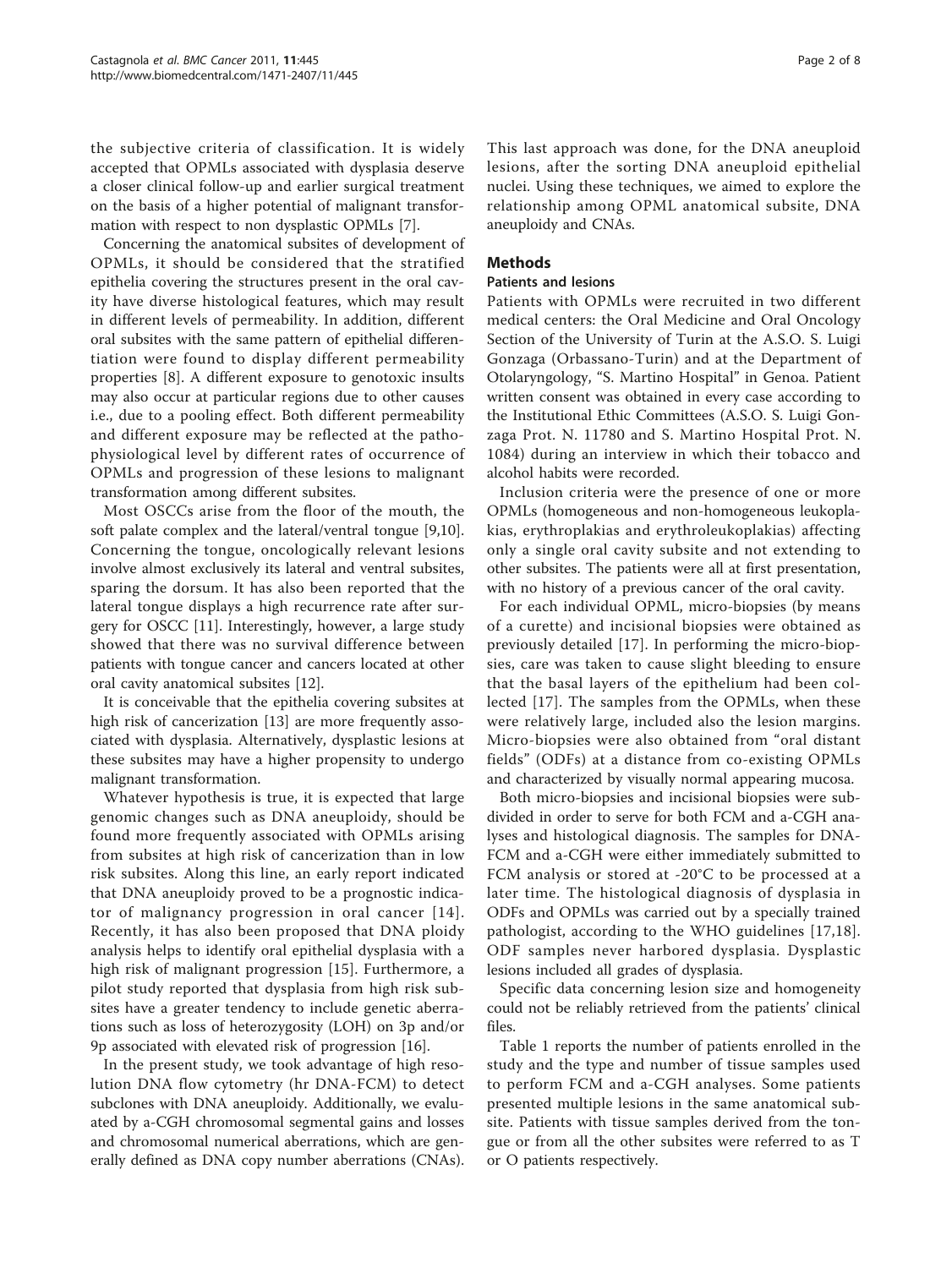the subjective criteria of classification. It is widely accepted that OPMLs associated with dysplasia deserve a closer clinical follow-up and earlier surgical treatment on the basis of a higher potential of malignant transformation with respect to non dysplastic OPMLs [7].

Concerning the anatomical subsites of development of OPMLs, it should be considered that the stratified epithelia covering the structures present in the oral cavity have diverse histological features, which may result in different levels of permeability. In addition, different oral subsites with the same pattern of epithelial differentiation were found to display different permeability properties [8]. A different exposure to genotoxic insults may also occur at particular regions due to other causes i.e., due to a pooling effect. Both different permeability and different exposure may be reflected at the pathophysiological level by different rates of occurrence of OPMLs and progression of these lesions to malignant transformation among different subsites.

Most OSCCs arise from the floor of the mouth, the soft palate complex and the lateral/ventral tongue [9,10]. Concerning the tongue, oncologically relevant lesions involve almost exclusively its lateral and ventral subsites, sparing the dorsum. It has also been reported that the lateral tongue displays a high recurrence rate after surgery for OSCC [11]. Interestingly, however, a large study showed that there was no survival difference between patients with tongue cancer and cancers located at other oral cavity anatomical subsites [12].

It is conceivable that the epithelia covering subsites at high risk of cancerization [13] are more frequently associated with dysplasia. Alternatively, dysplastic lesions at these subsites may have a higher propensity to undergo malignant transformation.

Whatever hypothesis is true, it is expected that large genomic changes such as DNA aneuploidy, should be found more frequently associated with OPMLs arising from subsites at high risk of cancerization than in low risk subsites. Along this line, an early report indicated that DNA aneuploidy proved to be a prognostic indicator of malignancy progression in oral cancer [14]. Recently, it has also been proposed that DNA ploidy analysis helps to identify oral epithelial dysplasia with a high risk of malignant progression [15]. Furthermore, a pilot study reported that dysplasia from high risk subsites have a greater tendency to include genetic aberrations such as loss of heterozygosity (LOH) on 3p and/or 9p associated with elevated risk of progression [16].

In the present study, we took advantage of high resolution DNA flow cytometry (hr DNA-FCM) to detect subclones with DNA aneuploidy. Additionally, we evaluated by a-CGH chromosomal segmental gains and losses and chromosomal numerical aberrations, which are generally defined as DNA copy number aberrations (CNAs). This last approach was done, for the DNA aneuploid lesions, after the sorting DNA aneuploid epithelial nuclei. Using these techniques, we aimed to explore the relationship among OPML anatomical subsite, DNA aneuploidy and CNAs.

## Methods

### Patients and lesions

Patients with OPMLs were recruited in two different medical centers: the Oral Medicine and Oral Oncology Section of the University of Turin at the A.S.O. S. Luigi Gonzaga (Orbassano-Turin) and at the Department of Otolaryngology, "S. Martino Hospital" in Genoa. Patient written consent was obtained in every case according to the Institutional Ethic Committees (A.S.O. S. Luigi Gonzaga Prot. N. 11780 and S. Martino Hospital Prot. N. 1084) during an interview in which their tobacco and alcohol habits were recorded.

Inclusion criteria were the presence of one or more OPMLs (homogeneous and non-homogeneous leukoplakias, erythroplakias and erythroleukoplakias) affecting only a single oral cavity subsite and not extending to other subsites. The patients were all at first presentation, with no history of a previous cancer of the oral cavity.

For each individual OPML, micro-biopsies (by means of a curette) and incisional biopsies were obtained as previously detailed [17]. In performing the micro-biopsies, care was taken to cause slight bleeding to ensure that the basal layers of the epithelium had been collected [17]. The samples from the OPMLs, when these were relatively large, included also the lesion margins. Micro-biopsies were also obtained from "oral distant fields" (ODFs) at a distance from co-existing OPMLs and characterized by visually normal appearing mucosa.

Both micro-biopsies and incisional biopsies were subdivided in order to serve for both FCM and a-CGH analyses and histological diagnosis. The samples for DNA-FCM and a-CGH were either immediately submitted to FCM analysis or stored at -20°C to be processed at a later time. The histological diagnosis of dysplasia in ODFs and OPMLs was carried out by a specially trained pathologist, according to the WHO guidelines [17,18]. ODF samples never harbored dysplasia. Dysplastic lesions included all grades of dysplasia.

Specific data concerning lesion size and homogeneity could not be reliably retrieved from the patients' clinical files.

Table 1 reports the number of patients enrolled in the study and the type and number of tissue samples used to perform FCM and a-CGH analyses. Some patients presented multiple lesions in the same anatomical subsite. Patients with tissue samples derived from the tongue or from all the other subsites were referred to as T or O patients respectively.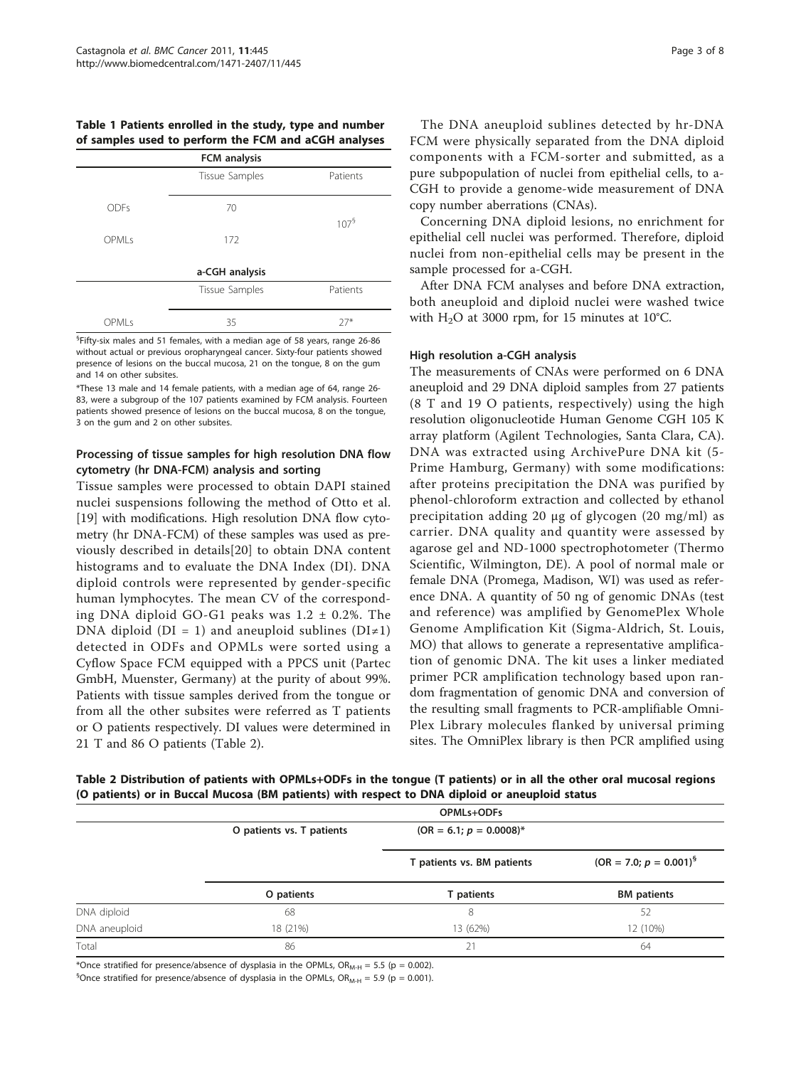**Table 1 Patients enrolled in the study, type and number of samples used to perform the FCM and aCGH analyses**

| | FCM analysis | |
|---|---|---|
| | Tissue Samples | Patients |
| ODFs | 70 | 107[§] |
| OPMLs | 172 | |
| | **a-CGH analysis** | |
| | Tissue Samples | Patients |
| OPMLs | 35 | 27* |

[§]Fifty-six males and 51 females, with a median age of 58 years, range 26-86 without actual or previous oropharyngeal cancer. Sixty-four patients showed presence of lesions on the buccal mucosa, 21 on the tongue, 8 on the gum and 14 on other subsites.

*These 13 male and 14 female patients, with a median age of 64, range 26-83, were a subgroup of the 107 patients examined by FCM analysis. Fourteen patients showed presence of lesions on the buccal mucosa, 8 on the tongue, 3 on the gum and 2 on other subsites.

### Processing of tissue samples for high resolution DNA flow cytometry (hr DNA-FCM) analysis and sorting

Tissue samples were processed to obtain DAPI stained nuclei suspensions following the method of Otto et al. [19] with modifications. High resolution DNA flow cytometry (hr DNA-FCM) of these samples was used as previously described in details[20] to obtain DNA content histograms and to evaluate the DNA Index (DI). DNA diploid controls were represented by gender-specific human lymphocytes. The mean CV of the corresponding DNA diploid GO-G1 peaks was 1.2 ± 0.2%. The DNA diploid (DI = 1) and aneuploid sublines (DI≠1) detected in ODFs and OPMLs were sorted using a Cyflow Space FCM equipped with a PPCS unit (Partec GmbH, Muenster, Germany) at the purity of about 99%. Patients with tissue samples derived from the tongue or from all the other subsites were referred as T patients or O patients respectively. DI values were determined in 21 T and 86 O patients (Table 2).

The DNA aneuploid sublines detected by hr-DNA FCM were physically separated from the DNA diploid components with a FCM-sorter and submitted, as a pure subpopulation of nuclei from epithelial cells, to a-CGH to provide a genome-wide measurement of DNA copy number aberrations (CNAs).

Concerning DNA diploid lesions, no enrichment for epithelial cell nuclei was performed. Therefore, diploid nuclei from non-epithelial cells may be present in the sample processed for a-CGH.

After DNA FCM analyses and before DNA extraction, both aneuploid and diploid nuclei were washed twice with $H_2O$ at 3000 rpm, for 15 minutes at 10°C.

### High resolution a-CGH analysis

The measurements of CNAs were performed on 6 DNA aneuploid and 29 DNA diploid samples from 27 patients (8 T and 19 O patients, respectively) using the high resolution oligonucleotide Human Genome CGH 105 K array platform (Agilent Technologies, Santa Clara, CA). DNA was extracted using ArchivePure DNA kit (5-Prime Hamburg, Germany) with some modifications: after proteins precipitation the DNA was purified by phenol-chloroform extraction and collected by ethanol precipitation adding 20 μg of glycogen (20 mg/ml) as carrier. DNA quality and quantity were assessed by agarose gel and ND-1000 spectrophotometer (Thermo Scientific, Wilmington, DE). A pool of normal male or female DNA (Promega, Madison, WI) was used as reference DNA. A quantity of 50 ng of genomic DNAs (test and reference) was amplified by GenomePlex Whole Genome Amplification Kit (Sigma-Aldrich, St. Louis, MO) that allows to generate a representative amplification of genomic DNA. The kit uses a linker mediated primer PCR amplification technology based upon random fragmentation of genomic DNA and conversion of the resulting small fragments to PCR-amplifiable OmniPlex Library molecules flanked by universal priming sites. The OmniPlex library is then PCR amplified using

**Table 2 Distribution of patients with OPMLs+ODFs in the tongue (T patients) or in all the other oral mucosal regions (O patients) or in Buccal Mucosa (BM patients) with respect to DNA diploid or aneuploid status**

| | OPMLs+ODFs | | |
|---|---|---|---|
| | O patients vs. T patients | (OR = 6.1; $p$ = 0.0008)* | |
| | | T patients vs. BM patients | (OR = 7.0; $p$ = 0.001)[§] |
| | **O patients** | **T patients** | **BM patients** |
| DNA diploid | 68 | 8 | 52 |
| DNA aneuploid | 18 (21%) | 13 (62%) | 12 (10%) |
| Total | 86 | 21 | 64 |

*Once stratified for presence/absence of dysplasia in the OPMLs, $OR_{M-H}$ = 5.5 (p = 0.002).

[§]Once stratified for presence/absence of dysplasia in the OPMLs, $OR_{M-H}$ = 5.9 (p = 0.001).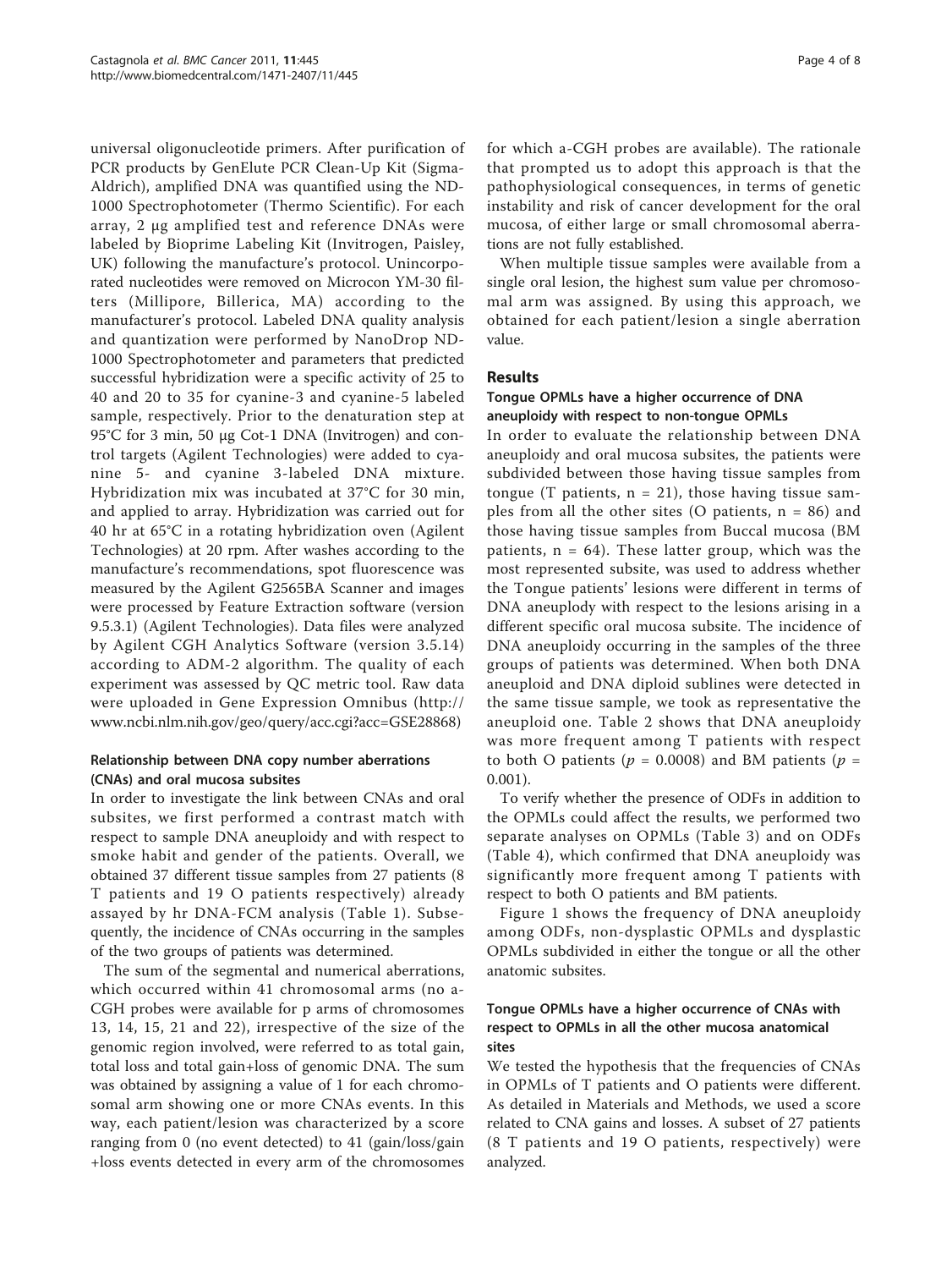universal oligonucleotide primers. After purification of PCR products by GenElute PCR Clean-Up Kit (Sigma-Aldrich), amplified DNA was quantified using the ND-1000 Spectrophotometer (Thermo Scientific). For each array, 2 μg amplified test and reference DNAs were labeled by Bioprime Labeling Kit (Invitrogen, Paisley, UK) following the manufacture's protocol. Unincorporated nucleotides were removed on Microcon YM-30 filters (Millipore, Billerica, MA) according to the manufacturer's protocol. Labeled DNA quality analysis and quantization were performed by NanoDrop ND-1000 Spectrophotometer and parameters that predicted successful hybridization were a specific activity of 25 to 40 and 20 to 35 for cyanine-3 and cyanine-5 labeled sample, respectively. Prior to the denaturation step at 95°C for 3 min, 50 μg Cot-1 DNA (Invitrogen) and control targets (Agilent Technologies) were added to cyanine 5- and cyanine 3-labeled DNA mixture. Hybridization mix was incubated at 37°C for 30 min, and applied to array. Hybridization was carried out for 40 hr at 65°C in a rotating hybridization oven (Agilent Technologies) at 20 rpm. After washes according to the manufacture's recommendations, spot fluorescence was measured by the Agilent G2565BA Scanner and images were processed by Feature Extraction software (version 9.5.3.1) (Agilent Technologies). Data files were analyzed by Agilent CGH Analytics Software (version 3.5.14) according to ADM-2 algorithm. The quality of each experiment was assessed by QC metric tool. Raw data were uploaded in Gene Expression Omnibus (http://www.ncbi.nlm.nih.gov/geo/query/acc.cgi?acc=GSE28868)

### Relationship between DNA copy number aberrations (CNAs) and oral mucosa subsites

In order to investigate the link between CNAs and oral subsites, we first performed a contrast match with respect to sample DNA aneuploidy and with respect to smoke habit and gender of the patients. Overall, we obtained 37 different tissue samples from 27 patients (8 T patients and 19 O patients respectively) already assayed by hr DNA-FCM analysis (Table 1). Subsequently, the incidence of CNAs occurring in the samples of the two groups of patients was determined.

The sum of the segmental and numerical aberrations, which occurred within 41 chromosomal arms (no a-CGH probes were available for p arms of chromosomes 13, 14, 15, 21 and 22), irrespective of the size of the genomic region involved, were referred to as total gain, total loss and total gain+loss of genomic DNA. The sum was obtained by assigning a value of 1 for each chromosomal arm showing one or more CNAs events. In this way, each patient/lesion was characterized by a score ranging from 0 (no event detected) to 41 (gain/loss/gain+loss events detected in every arm of the chromosomes for which a-CGH probes are available). The rationale that prompted us to adopt this approach is that the pathophysiological consequences, in terms of genetic instability and risk of cancer development for the oral mucosa, of either large or small chromosomal aberrations are not fully established.

When multiple tissue samples were available from a single oral lesion, the highest sum value per chromosomal arm was assigned. By using this approach, we obtained for each patient/lesion a single aberration value.

## Results

### Tongue OPMLs have a higher occurrence of DNA aneuploidy with respect to non-tongue OPMLs

In order to evaluate the relationship between DNA aneuploidy and oral mucosa subsites, the patients were subdivided between those having tissue samples from tongue (T patients, n = 21), those having tissue samples from all the other sites (O patients, n = 86) and those having tissue samples from Buccal mucosa (BM patients, n = 64). These latter group, which was the most represented subsite, was used to address whether the Tongue patients' lesions were different in terms of DNA aneuplody with respect to the lesions arising in a different specific oral mucosa subsite. The incidence of DNA aneuploidy occurring in the samples of the three groups of patients was determined. When both DNA aneuploid and DNA diploid sublines were detected in the same tissue sample, we took as representative the aneuploid one. Table 2 shows that DNA aneuploidy was more frequent among T patients with respect to both O patients ($p$ = 0.0008) and BM patients ($p$ = 0.001).

To verify whether the presence of ODFs in addition to the OPMLs could affect the results, we performed two separate analyses on OPMLs (Table 3) and on ODFs (Table 4), which confirmed that DNA aneuploidy was significantly more frequent among T patients with respect to both O patients and BM patients.

Figure 1 shows the frequency of DNA aneuploidy among ODFs, non-dysplastic OPMLs and dysplastic OPMLs subdivided in either the tongue or all the other anatomic subsites.

### Tongue OPMLs have a higher occurrence of CNAs with respect to OPMLs in all the other mucosa anatomical sites

We tested the hypothesis that the frequencies of CNAs in OPMLs of T patients and O patients were different. As detailed in Materials and Methods, we used a score related to CNA gains and losses. A subset of 27 patients (8 T patients and 19 O patients, respectively) were analyzed.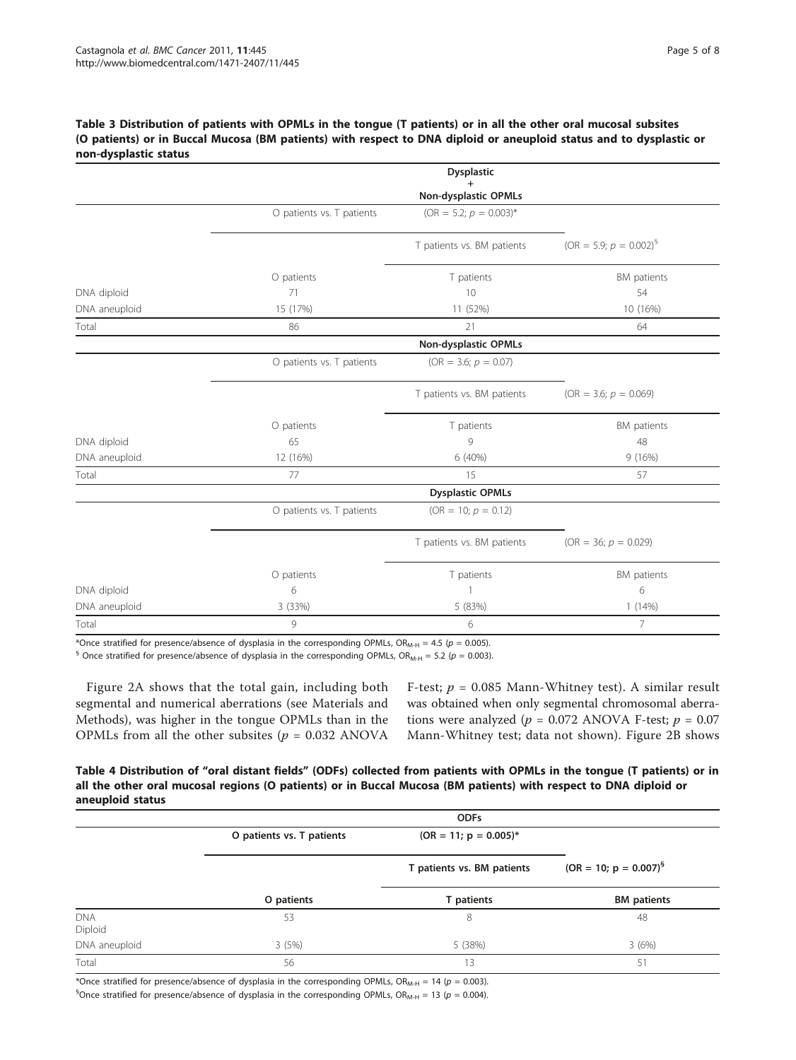**Table 3 Distribution of patients with OPMLs in the tongue (T patients) or in all the other oral mucosal subsites (O patients) or in Buccal Mucosa (BM patients) with respect to DNA diploid or aneuploid status and to dysplastic or non-dysplastic status**

| | | Dysplastic + Non-dysplastic OPMLs | |
|---|---|---|---|
| | O patients vs. T patients | (OR = 5.2; $p$ = 0.003)* | |
| | | T patients vs. BM patients | (OR = 5.9; $p$ = 0.002)[§] |
| | O patients | T patients | BM patients |
| DNA diploid | 71 | 10 | 54 |
| DNA aneuploid | 15 (17%) | 11 (52%) | 10 (16%) |
| Total | 86 | 21 | 64 |
| | | **Non-dysplastic OPMLs** | |
| | O patients vs. T patients | (OR = 3.6; $p$ = 0.07) | |
| | | T patients vs. BM patients | (OR = 3.6; $p$ = 0.069) |
| | O patients | T patients | BM patients |
| DNA diploid | 65 | 9 | 48 |
| DNA aneuploid | 12 (16%) | 6 (40%) | 9 (16%) |
| Total | 77 | 15 | 57 |
| | | **Dysplastic OPMLs** | |
| | O patients vs. T patients | (OR = 10; $p$ = 0.12) | |
| | | T patients vs. BM patients | (OR = 36; $p$ = 0.029) |
| | O patients | T patients | BM patients |
| DNA diploid | 6 | 1 | 6 |
| DNA aneuploid | 3 (33%) | 5 (83%) | 1 (14%) |
| Total | 9 | 6 | 7 |

*Once stratified for presence/absence of dysplasia in the corresponding OPMLs, $OR_{M-H}$ = 4.5 ($p$ = 0.005).

[§] Once stratified for presence/absence of dysplasia in the corresponding OPMLs, $OR_{M-H}$ = 5.2 ($p$ = 0.003).

Figure 2A shows that the total gain, including both segmental and numerical aberrations (see Materials and Methods), was higher in the tongue OPMLs than in the OPMLs from all the other subsites ($p$ = 0.032 ANOVA F-test; $p$ = 0.085 Mann-Whitney test). A similar result was obtained when only segmental chromosomal aberrations were analyzed ($p$ = 0.072 ANOVA F-test; $p$ = 0.07 Mann-Whitney test; data not shown). Figure 2B shows

**Table 4 Distribution of "oral distant fields" (ODFs) collected from patients with OPMLs in the tongue (T patients) or in all the other oral mucosal regions (O patients) or in Buccal Mucosa (BM patients) with respect to DNA diploid or aneuploid status**

| | | **ODFs** | |
|---|---|---|---|
| | **O patients vs. T patients** | **(OR = 11; p = 0.005)*** | |
| | | **T patients vs. BM patients** | **(OR = 10; p = 0.007)[§]** |
| | **O patients** | **T patients** | **BM patients** |
| DNA Diploid | 53 | 8 | 48 |
| DNA aneuploid | 3 (5%) | 5 (38%) | 3 (6%) |
| Total | 56 | 13 | 51 |

*Once stratified for presence/absence of dysplasia in the corresponding OPMLs, $OR_{M-H}$ = 14 ($p$ = 0.003).

[§]Once stratified for presence/absence of dysplasia in the corresponding OPMLs, $OR_{M-H}$ = 13 ($p$ = 0.004).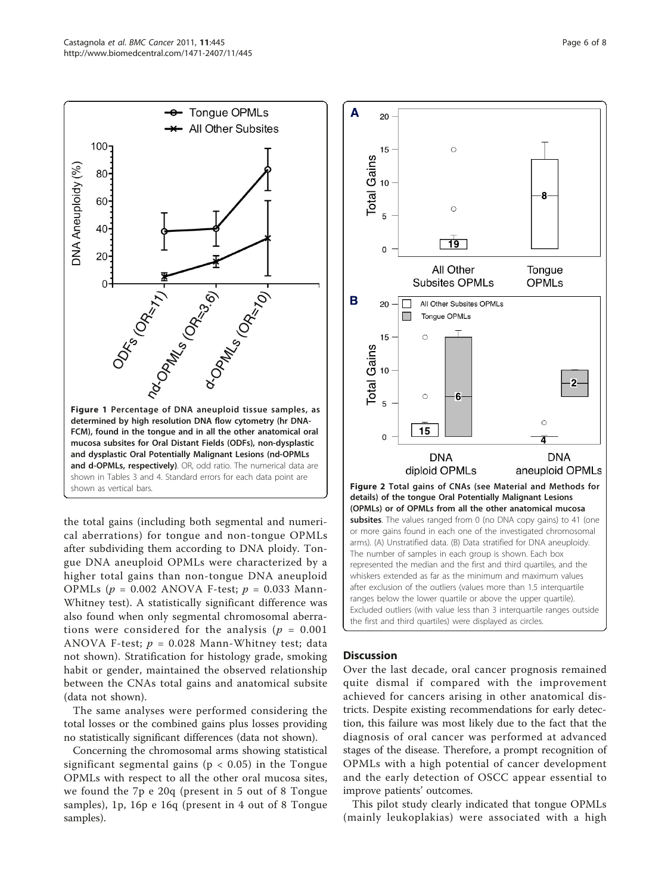**Figure 1 Percentage of DNA aneuploid tissue samples, as determined by high resolution DNA flow cytometry (hr DNA-FCM), found in the tongue and in all the other anatomical oral mucosa subsites for Oral Distant Fields (ODFs), non-dysplastic and dysplastic Oral Potentially Malignant Lesions (nd-OPMLs and d-OPMLs, respectively)**. OR, odd ratio. The numerical data are shown in Tables 3 and 4. Standard errors for each data point are shown as vertical bars.

**Figure 2 Total gains of CNAs (see Material and Methods for details) of the tongue Oral Potentially Malignant Lesions (OPMLs) or of OPMLs from all the other anatomical mucosa subsites**. The values ranged from 0 (no DNA copy gains) to 41 (one or more gains found in each one of the investigated chromosomal arms). (A) Unstratified data. (B) Data stratified for DNA aneuploidy. The number of samples in each group is shown. Each box represented the median and the first and third quartiles, and the whiskers extended as far as the minimum and maximum values after exclusion of the outliers (values more than 1.5 interquartile ranges below the lower quartile or above the upper quartile). Excluded outliers (with value less than 3 interquartile ranges outside the first and third quartiles) were displayed as circles.

the total gains (including both segmental and numerical aberrations) for tongue and non-tongue OPMLs after subdividing them according to DNA ploidy. Tongue DNA aneuploid OPMLs were characterized by a higher total gains than non-tongue DNA aneuploid OPMLs ($p$ = 0.002 ANOVA F-test; $p$ = 0.033 Mann-Whitney test). A statistically significant difference was also found when only segmental chromosomal aberrations were considered for the analysis ($p$ = 0.001 ANOVA F-test; $p$ = 0.028 Mann-Whitney test; data not shown). Stratification for histology grade, smoking habit or gender, maintained the observed relationship between the CNAs total gains and anatomical subsite (data not shown).

The same analyses were performed considering the total losses or the combined gains plus losses providing no statistically significant differences (data not shown).

Concerning the chromosomal arms showing statistical significant segmental gains ($p < 0.05$) in the Tongue OPMLs with respect to all the other oral mucosa sites, we found the 7p e 20q (present in 5 out of 8 Tongue samples), 1p, 16p e 16q (present in 4 out of 8 Tongue samples).

## Discussion

Over the last decade, oral cancer prognosis remained quite dismal if compared with the improvement achieved for cancers arising in other anatomical districts. Despite existing recommendations for early detection, this failure was most likely due to the fact that the diagnosis of oral cancer was performed at advanced stages of the disease. Therefore, a prompt recognition of OPMLs with a high potential of cancer development and the early detection of OSCC appear essential to improve patients' outcomes.

This pilot study clearly indicated that tongue OPMLs (mainly leukoplakias) were associated with a high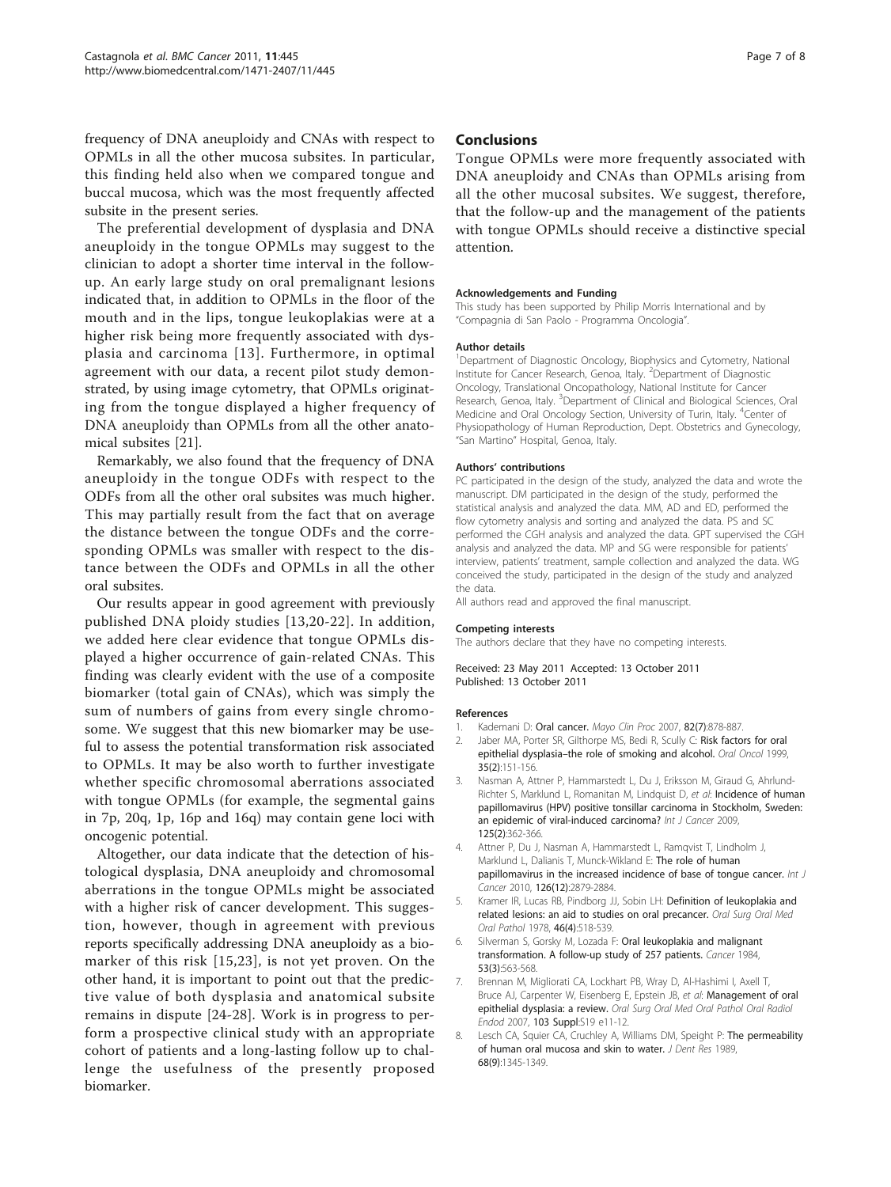frequency of DNA aneuploidy and CNAs with respect to OPMLs in all the other mucosa subsites. In particular, this finding held also when we compared tongue and buccal mucosa, which was the most frequently affected subsite in the present series.

The preferential development of dysplasia and DNA aneuploidy in the tongue OPMLs may suggest to the clinician to adopt a shorter time interval in the follow-up. An early large study on oral premalignant lesions indicated that, in addition to OPMLs in the floor of the mouth and in the lips, tongue leukoplakias were at a higher risk being more frequently associated with dysplasia and carcinoma [13]. Furthermore, in optimal agreement with our data, a recent pilot study demonstrated, by using image cytometry, that OPMLs originating from the tongue displayed a higher frequency of DNA aneuploidy than OPMLs from all the other anatomical subsites [21].

Remarkably, we also found that the frequency of DNA aneuploidy in the tongue ODFs with respect to the ODFs from all the other oral subsites was much higher. This may partially result from the fact that on average the distance between the tongue ODFs and the corresponding OPMLs was smaller with respect to the distance between the ODFs and OPMLs in all the other oral subsites.

Our results appear in good agreement with previously published DNA ploidy studies [13,20-22]. In addition, we added here clear evidence that tongue OPMLs displayed a higher occurrence of gain-related CNAs. This finding was clearly evident with the use of a composite biomarker (total gain of CNAs), which was simply the sum of numbers of gains from every single chromosome. We suggest that this new biomarker may be useful to assess the potential transformation risk associated to OPMLs. It may be also worth to further investigate whether specific chromosomal aberrations associated with tongue OPMLs (for example, the segmental gains in 7p, 20q, 1p, 16p and 16q) may contain gene loci with oncogenic potential.

Altogether, our data indicate that the detection of histological dysplasia, DNA aneuploidy and chromosomal aberrations in the tongue OPMLs might be associated with a higher risk of cancer development. This suggestion, however, though in agreement with previous reports specifically addressing DNA aneuploidy as a biomarker of this risk [15,23], is not yet proven. On the other hand, it is important to point out that the predictive value of both dysplasia and anatomical subsite remains in dispute [24-28]. Work is in progress to perform a prospective clinical study with an appropriate cohort of patients and a long-lasting follow up to challenge the usefulness of the presently proposed biomarker.

## Conclusions

Tongue OPMLs were more frequently associated with DNA aneuploidy and CNAs than OPMLs arising from all the other mucosal subsites. We suggest, therefore, that the follow-up and the management of the patients with tongue OPMLs should receive a distinctive special attention.

#### Acknowledgements and Funding

This study has been supported by Philip Morris International and by "Compagnia di San Paolo - Programma Oncologia".

#### Author details

[1]Department of Diagnostic Oncology, Biophysics and Cytometry, National Institute for Cancer Research, Genoa, Italy. [2]Department of Diagnostic Oncology, Translational Oncopathology, National Institute for Cancer Research, Genoa, Italy. [3]Department of Clinical and Biological Sciences, Oral Medicine and Oral Oncology Section, University of Turin, Italy. [4]Center of Physiopathology of Human Reproduction, Dept. Obstetrics and Gynecology, "San Martino" Hospital, Genoa, Italy.

#### Authors' contributions

PC participated in the design of the study, analyzed the data and wrote the manuscript. DM participated in the design of the study, performed the statistical analysis and analyzed the data. MM, AD and ED, performed the flow cytometry analysis and sorting and analyzed the data. PS and SC performed the CGH analysis and analyzed the data. GPT supervised the CGH analysis and analyzed the data. MP and SG were responsible for patients' interview, patients' treatment, sample collection and analyzed the data. WG conceived the study, participated in the design of the study and analyzed the data.

All authors read and approved the final manuscript.

#### Competing interests

The authors declare that they have no competing interests.

Received: 23 May 2011 Accepted: 13 October 2011
Published: 13 October 2011

#### References

1. Kademani D: **Oral cancer.** *Mayo Clin Proc* 2007, **82(7)**:878-887.
2. Jaber MA, Porter SR, Gilthorpe MS, Bedi R, Scully C: **Risk factors for oral epithelial dysplasia–the role of smoking and alcohol.** *Oral Oncol* 1999, **35(2)**:151-156.
3. Nasman A, Attner P, Hammarstedt L, Du J, Eriksson M, Giraud G, Ahrlund-Richter S, Marklund L, Romanitan M, Lindquist D, *et al*: **Incidence of human papillomavirus (HPV) positive tonsillar carcinoma in Stockholm, Sweden: an epidemic of viral-induced carcinoma?** *Int J Cancer* 2009, **125(2)**:362-366.
4. Attner P, Du J, Nasman A, Hammarstedt L, Ramqvist T, Lindholm J, Marklund L, Dalianis T, Munck-Wikland E: **The role of human papillomavirus in the increased incidence of base of tongue cancer.** *Int J Cancer* 2010, **126(12)**:2879-2884.
5. Kramer IR, Lucas RB, Pindborg JJ, Sobin LH: **Definition of leukoplakia and related lesions: an aid to studies on oral precancer.** *Oral Surg Oral Med Oral Pathol* 1978, **46(4)**:518-539.
6. Silverman S, Gorsky M, Lozada F: **Oral leukoplakia and malignant transformation. A follow-up study of 257 patients.** *Cancer* 1984, **53(3)**:563-568.
7. Brennan M, Migliorati CA, Lockhart PB, Wray D, Al-Hashimi I, Axell T, Bruce AJ, Carpenter W, Eisenberg E, Epstein JB, *et al*: **Management of oral epithelial dysplasia: a review.** *Oral Surg Oral Med Oral Pathol Oral Radiol Endod* 2007, **103 Suppl**:S19 e11-12.
8. Lesch CA, Squier CA, Cruchley A, Williams DM, Speight P: **The permeability of human oral mucosa and skin to water.** *J Dent Res* 1989, **68(9)**:1345-1349.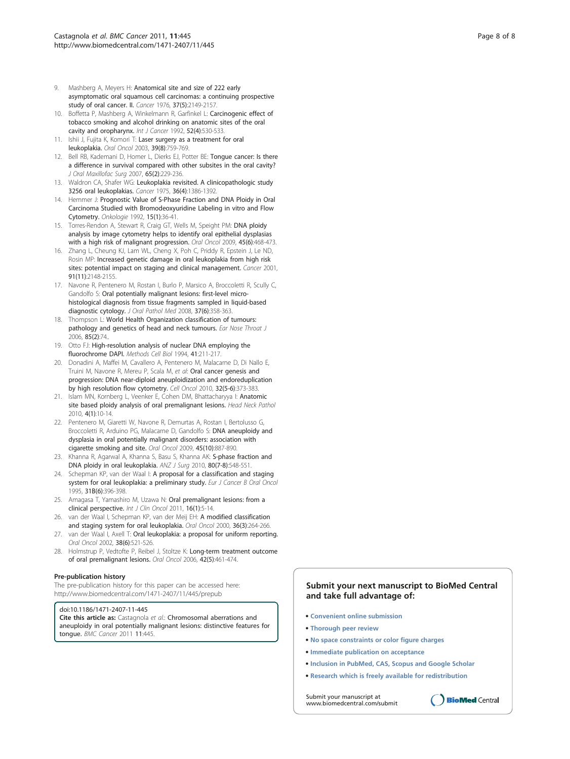9. Mashberg A, Meyers H: **Anatomical site and size of 222 early asymptomatic oral squamous cell carcinomas: a continuing prospective study of oral cancer. II.** *Cancer* 1976, **37(5)**:2149-2157.
10. Boffetta P, Mashberg A, Winkelmann R, Garfinkel L: **Carcinogenic effect of tobacco smoking and alcohol drinking on anatomic sites of the oral cavity and oropharynx.** *Int J Cancer* 1992, **52(4)**:530-533.
11. Ishii J, Fujita K, Komori T: **Laser surgery as a treatment for oral leukoplakia.** *Oral Oncol* 2003, **39(8)**:759-769.
12. Bell RB, Kademani D, Homer L, Dierks EJ, Potter BE: **Tongue cancer: Is there a difference in survival compared with other subsites in the oral cavity?** *J Oral Maxillofac Surg* 2007, **65(2)**:229-236.
13. Waldron CA, Shafer WG: **Leukoplakia revisited. A clinicopathologic study 3256 oral leukoplakias.** *Cancer* 1975, **36(4)**:1386-1392.
14. Hemmer J: **Prognostic Value of S-Phase Fraction and DNA Ploidy in Oral Carcinoma Studied with Bromodeoxyuridine Labeling in vitro and Flow Cytometry.** *Onkologie* 1992, **15(1)**:36-41.
15. Torres-Rendon A, Stewart R, Craig GT, Wells M, Speight PM: **DNA ploidy analysis by image cytometry helps to identify oral epithelial dysplasias with a high risk of malignant progression.** *Oral Oncol* 2009, **45(6)**:468-473.
16. Zhang L, Cheung KJ, Lam WL, Cheng X, Poh C, Priddy R, Epstein J, Le ND, Rosin MP: **Increased genetic damage in oral leukoplakia from high risk sites: potential impact on staging and clinical management.** *Cancer* 2001, **91(11)**:2148-2155.
17. Navone R, Pentenero M, Rostan I, Burlo P, Marsico A, Broccoletti R, Scully C, Gandolfo S: **Oral potentially malignant lesions: first-level micro-histological diagnosis from tissue fragments sampled in liquid-based diagnostic cytology.** *J Oral Pathol Med* 2008, **37(6)**:358-363.
18. Thompson L: **World Health Organization classification of tumours: pathology and genetics of head and neck tumours.** *Ear Nose Throat J* 2006, **85(2)**:74..
19. Otto FJ: **High-resolution analysis of nuclear DNA employing the fluorochrome DAPI.** *Methods Cell Biol* 1994, **41**:211-217.
20. Donadini A, Maffei M, Cavallero A, Pentenero M, Malacarne D, Di Nallo E, Truini M, Navone R, Mereu P, Scala M, *et al*: **Oral cancer genesis and progression: DNA near-diploid aneuploidization and endoreduplication by high resolution flow cytometry.** *Cell Oncol* 2010, **32(5-6)**:373-383.
21. Islam MN, Kornberg L, Veenker E, Cohen DM, Bhattacharyya I: **Anatomic site based ploidy analysis of oral premalignant lesions.** *Head Neck Pathol* 2010, **4(1)**:10-14.
22. Pentenero M, Giaretti W, Navone R, Demurtas A, Rostan I, Bertolusso G, Broccoletti R, Arduino PG, Malacarne D, Gandolfo S: **DNA aneuploidy and dysplasia in oral potentially malignant disorders: association with cigarette smoking and site.** *Oral Oncol* 2009, **45(10)**:887-890.
23. Khanna R, Agarwal A, Khanna S, Basu S, Khanna AK: **S-phase fraction and DNA ploidy in oral leukoplakia.** *ANZ J Surg* 2010, **80(7-8)**:548-551.
24. Schepman KP, van der Waal I: **A proposal for a classification and staging system for oral leukoplakia: a preliminary study.** *Eur J Cancer B Oral Oncol* 1995, **31B(6)**:396-398.
25. Amagasa T, Yamashiro M, Uzawa N: **Oral premalignant lesions: from a clinical perspective.** *Int J Clin Oncol* 2011, **16(1)**:5-14.
26. van der Waal I, Schepman KP, van der Meij EH: **A modified classification and staging system for oral leukoplakia.** *Oral Oncol* 2000, **36(3)**:264-266.
27. van der Waal I, Axell T: **Oral leukoplakia: a proposal for uniform reporting.** *Oral Oncol* 2002, **38(6)**:521-526.
28. Holmstrup P, Vedtofte P, Reibel J, Stoltze K: **Long-term treatment outcome of oral premalignant lesions.** *Oral Oncol* 2006, **42(5)**:461-474.

#### Pre-publication history

The pre-publication history for this paper can be accessed here:
http://www.biomedcentral.com/1471-2407/11/445/prepub

doi:10.1186/1471-2407-11-445
**Cite this article as:** Castagnola *et al.*: Chromosomal aberrations and aneuploidy in oral potentially malignant lesions: distinctive features for tongue. *BMC Cancer* 2011 **11**:445.

**Submit your next manuscript to BioMed Central and take full advantage of:**

- Convenient online submission
- Thorough peer review
- No space constraints or color figure charges
- Immediate publication on acceptance
- Inclusion in PubMed, CAS, Scopus and Google Scholar
- Research which is freely available for redistribution

Submit your manuscript at
www.biomedcentral.com/submit

BioMed Central